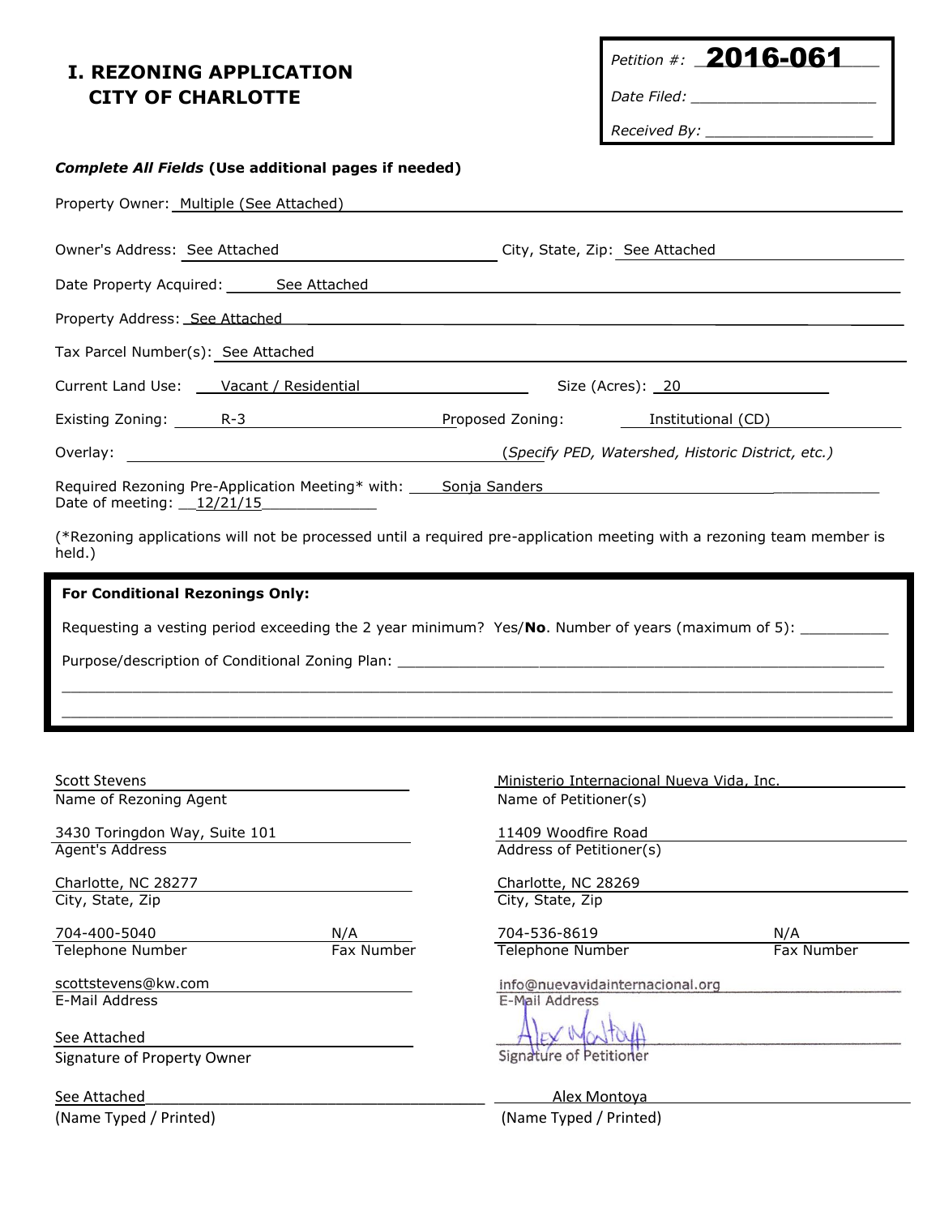# I. REZONING APPLICATION
## CITY OF CHARLOTTE

Petition #: **2016-061**

Date Filed: ____________________

Received By: ____________________

***Complete All Fields*** **(Use additional pages if needed)**

Property Owner: Multiple (See Attached)

Owner's Address: See Attached — City, State, Zip: See Attached

Date Property Acquired: See Attached

Property Address: See Attached

Tax Parcel Number(s): See Attached

Current Land Use: Vacant / Residential — Size (Acres): 20

Existing Zoning: R-3 — Proposed Zoning: Institutional (CD)

Overlay: ____________________ *(Specify PED, Watershed, Historic District, etc.)*

Required Rezoning Pre-Application Meeting* with: Sonja Sanders
Date of meeting: 12/21/15

(*Rezoning applications will not be processed until a required pre-application meeting with a rezoning team member is held.)

**For Conditional Rezonings Only:**

Requesting a vesting period exceeding the 2 year minimum? Yes/**No**. Number of years (maximum of 5): __________

Purpose/description of Conditional Zoning Plan: ____________________

Scott Stevens
Name of Rezoning Agent

3430 Toringdon Way, Suite 101
Agent's Address

Charlotte, NC 28277
City, State, Zip

704-400-5040 — N/A
Telephone Number — Fax Number

scottstevens@kw.com
E-Mail Address

See Attached
Signature of Property Owner

See Attached
(Name Typed / Printed)

Ministerio Internacional Nueva Vida, Inc.
Name of Petitioner(s)

11409 Woodfire Road
Address of Petitioner(s)

Charlotte, NC 28269
City, State, Zip

704-536-8619 — N/A
Telephone Number — Fax Number

info@nuevavidainternacional.org
E-Mail Address

Alex Montoya
Signature of Petitioner

Alex Montoya
(Name Typed / Printed)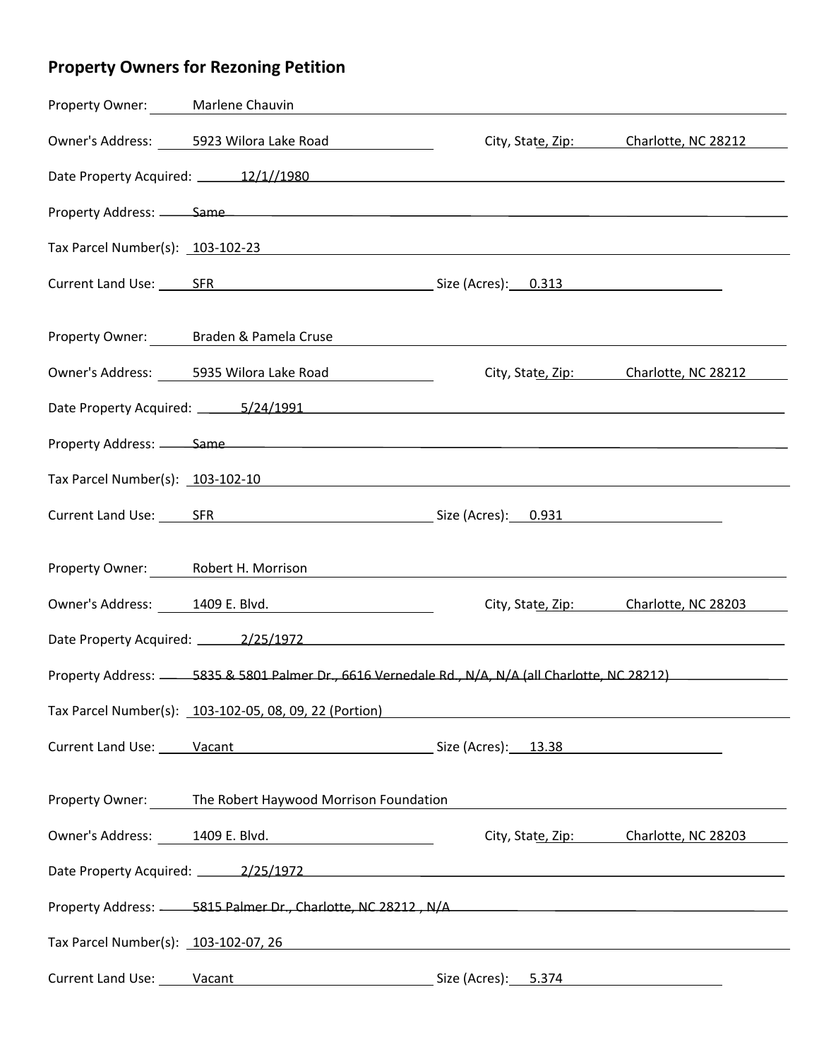## Property Owners for Rezoning Petition

Property Owner: Marlene Chauvin

Owner's Address: 5923 Wilora Lake Road City, State, Zip: Charlotte, NC 28212

Date Property Acquired: 12/1//1980

Property Address: Same

Tax Parcel Number(s): 103-102-23

Current Land Use: SFR Size (Acres): 0.313

Property Owner: Braden & Pamela Cruse

Owner's Address: 5935 Wilora Lake Road City, State, Zip: Charlotte, NC 28212

Date Property Acquired: 5/24/1991

Property Address: Same

Tax Parcel Number(s): 103-102-10

Current Land Use: SFR Size (Acres): 0.931

Property Owner: Robert H. Morrison

Owner's Address: 1409 E. Blvd. City, State, Zip: Charlotte, NC 28203

Date Property Acquired: 2/25/1972

Property Address: 5835 & 5801 Palmer Dr., 6616 Vernedale Rd., N/A, N/A (all Charlotte, NC 28212)

Tax Parcel Number(s): 103-102-05, 08, 09, 22 (Portion)

Current Land Use: Vacant Size (Acres): 13.38

Property Owner: The Robert Haywood Morrison Foundation

Owner's Address: 1409 E. Blvd. City, State, Zip: Charlotte, NC 28203

Date Property Acquired: 2/25/1972

Property Address: 5815 Palmer Dr., Charlotte, NC 28212 , N/A

Tax Parcel Number(s): 103-102-07, 26

Current Land Use: Vacant Size (Acres): 5.374